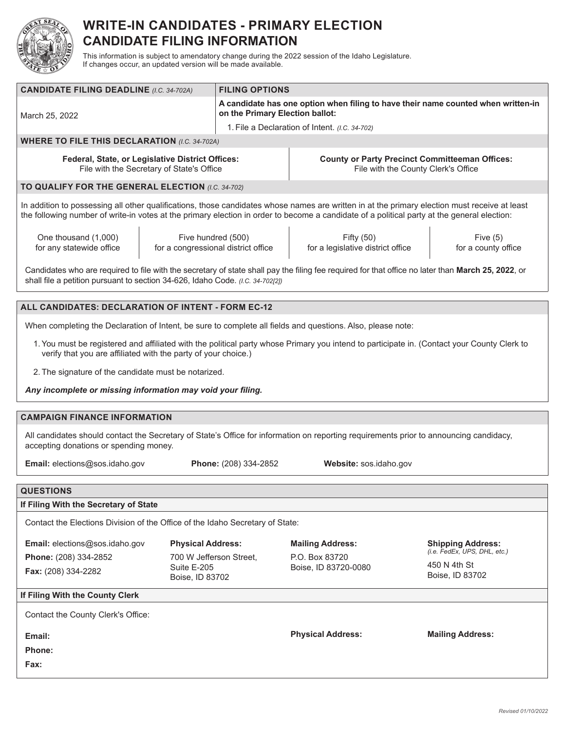# WRITE-IN CANDIDATES - PRIMARY ELECTION
# CANDIDATE FILING INFORMATION

This information is subject to amendatory change during the 2022 session of the Idaho Legislature. If changes occur, an updated version will be made available.

| **CANDIDATE FILING DEADLINE** *(I.C. 34-702A)* | **FILING OPTIONS** |
|---|---|
| March 25, 2022 | **A candidate has one option when filing to have their name counted when written-in on the Primary Election ballot:**<br>1. File a Declaration of Intent. *(I.C. 34-702)* |

## WHERE TO FILE THIS DECLARATION *(I.C. 34-702A)*

| **Federal, State, or Legislative District Offices:** | **County or Party Precinct Committeeman Offices:** |
|---|---|
| File with the Secretary of State's Office | File with the County Clerk's Office |

## TO QUALIFY FOR THE GENERAL ELECTION *(I.C. 34-702)*

In addition to possessing all other qualifications, those candidates whose names are written in at the primary election must receive at least the following number of write-in votes at the primary election in order to become a candidate of a political party at the general election:

| One thousand (1,000) for any statewide office | Five hundred (500) for a congressional district office | Fifty (50) for a legislative district office | Five (5) for a county office |
|---|---|---|---|

Candidates who are required to file with the secretary of state shall pay the filing fee required for that office no later than **March 25, 2022**, or shall file a petition pursuant to section 34-626, Idaho Code. *(I.C. 34-702[2])*

## ALL CANDIDATES: DECLARATION OF INTENT - FORM EC-12

When completing the Declaration of Intent, be sure to complete all fields and questions. Also, please note:

1. You must be registered and affiliated with the political party whose Primary you intend to participate in. (Contact your County Clerk to verify that you are affiliated with the party of your choice.)
2. The signature of the candidate must be notarized.

***Any incomplete or missing information may void your filing.***

## CAMPAIGN FINANCE INFORMATION

All candidates should contact the Secretary of State's Office for information on reporting requirements prior to announcing candidacy, accepting donations or spending money.

**Email:** elections@sos.idaho.gov **Phone:** (208) 334-2852 **Website:** sos.idaho.gov

## QUESTIONS

### If Filing With the Secretary of State

Contact the Elections Division of the Office of the Idaho Secretary of State:

**Email:** elections@sos.idaho.gov
**Phone:** (208) 334-2852
**Fax:** (208) 334-2282

**Physical Address:**
700 W Jefferson Street,
Suite E-205
Boise, ID 83702

**Mailing Address:**
P.O. Box 83720
Boise, ID 83720-0080

**Shipping Address:** *(i.e. FedEx, UPS, DHL, etc.)*
450 N 4th St
Boise, ID 83702

### If Filing With the County Clerk

Contact the County Clerk's Office:

**Email:**
**Phone:**
**Fax:**

**Physical Address:**

**Mailing Address:**

*Revised 01/10/2022*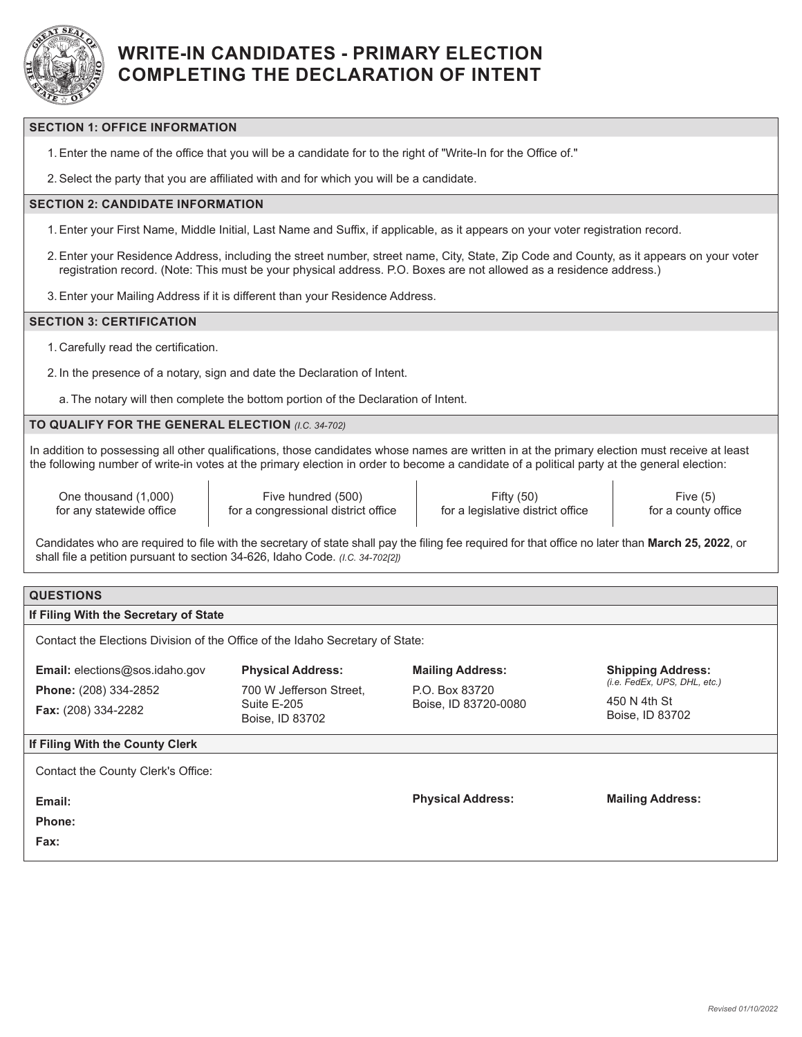# WRITE-IN CANDIDATES - PRIMARY ELECTION COMPLETING THE DECLARATION OF INTENT

## SECTION 1: OFFICE INFORMATION

1. Enter the name of the office that you will be a candidate for to the right of "Write-In for the Office of."
2. Select the party that you are affiliated with and for which you will be a candidate.

## SECTION 2: CANDIDATE INFORMATION

1. Enter your First Name, Middle Initial, Last Name and Suffix, if applicable, as it appears on your voter registration record.
2. Enter your Residence Address, including the street number, street name, City, State, Zip Code and County, as it appears on your voter registration record. (Note: This must be your physical address. P.O. Boxes are not allowed as a residence address.)
3. Enter your Mailing Address if it is different than your Residence Address.

## SECTION 3: CERTIFICATION

1. Carefully read the certification.
2. In the presence of a notary, sign and date the Declaration of Intent.
   a. The notary will then complete the bottom portion of the Declaration of Intent.

## TO QUALIFY FOR THE GENERAL ELECTION *(I.C. 34-702)*

In addition to possessing all other qualifications, those candidates whose names are written in at the primary election must receive at least the following number of write-in votes at the primary election in order to become a candidate of a political party at the general election:

| One thousand (1,000) for any statewide office | Five hundred (500) for a congressional district office | Fifty (50) for a legislative district office | Five (5) for a county office |
|---|---|---|---|

Candidates who are required to file with the secretary of state shall pay the filing fee required for that office no later than **March 25, 2022**, or shall file a petition pursuant to section 34-626, Idaho Code. *(I.C. 34-702[2])*

## QUESTIONS

### If Filing With the Secretary of State

Contact the Elections Division of the Office of the Idaho Secretary of State:

**Email:** elections@sos.idaho.gov
**Phone:** (208) 334-2852
**Fax:** (208) 334-2282

**Physical Address:**
700 W Jefferson Street,
Suite E-205
Boise, ID 83702

**Mailing Address:**
P.O. Box 83720
Boise, ID 83720-0080

**Shipping Address:** *(i.e. FedEx, UPS, DHL, etc.)*
450 N 4th St
Boise, ID 83702

### If Filing With the County Clerk

Contact the County Clerk's Office:

**Email:**
**Phone:**
**Fax:**

**Physical Address:**

**Mailing Address:**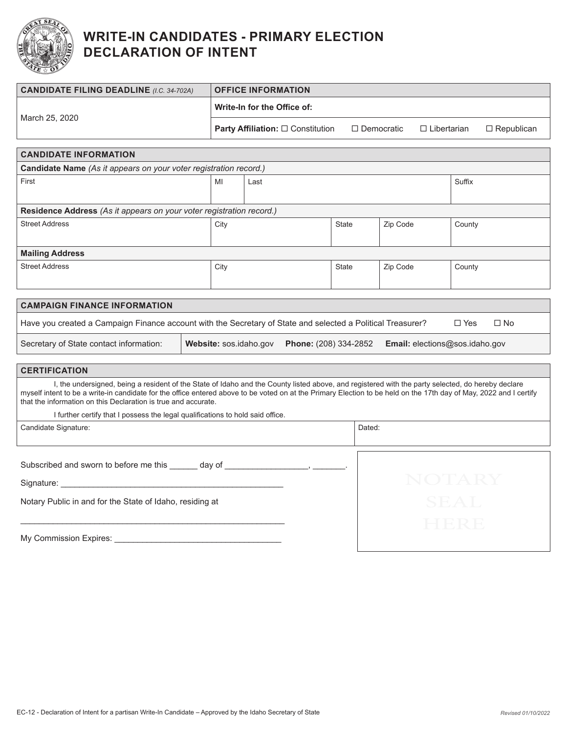# WRITE-IN CANDIDATES - PRIMARY ELECTION DECLARATION OF INTENT

| **CANDIDATE FILING DEADLINE** *(I.C. 34-702A)* | **OFFICE INFORMATION** |
|---|---|
| March 25, 2020 | **Write-In for the Office of:** |
| | **Party Affiliation:** ☐ Constitution ☐ Democratic ☐ Libertarian ☐ Republican |

| **CANDIDATE INFORMATION** | | | | |
|---|---|---|---|---|
| **Candidate Name** *(As it appears on your voter registration record.)* | | | | |
| First | MI | Last | | Suffix |
| **Residence Address** *(As it appears on your voter registration record.)* | | | | |
| Street Address | City | State | Zip Code | County |
| **Mailing Address** | | | | |
| Street Address | City | State | Zip Code | County |

| **CAMPAIGN FINANCE INFORMATION** | |
|---|---|
| Have you created a Campaign Finance account with the Secretary of State and selected a Political Treasurer? | ☐ Yes ☐ No |
| Secretary of State contact information: | **Website:** sos.idaho.gov **Phone:** (208) 334-2852 **Email:** elections@sos.idaho.gov |

## CERTIFICATION

I, the undersigned, being a resident of the State of Idaho and the County listed above, and registered with the party selected, do hereby declare myself intent to be a write-in candidate for the office entered above to be voted on at the Primary Election to be held on the 17th day of May, 2022 and I certify that the information on this Declaration is true and accurate.

I further certify that I possess the legal qualifications to hold said office.

| Candidate Signature: | Dated: |
|---|---|

Subscribed and sworn to before me this ______ day of _________________, _______.

Signature: _______________________________________________

Notary Public in and for the State of Idaho, residing at

_______________________________________________________

My Commission Expires: ___________________________________

NOTARY SEAL HERE

EC-12 - Declaration of Intent for a partisan Write-In Candidate – Approved by the Idaho Secretary of State

*Revised 01/10/2022*